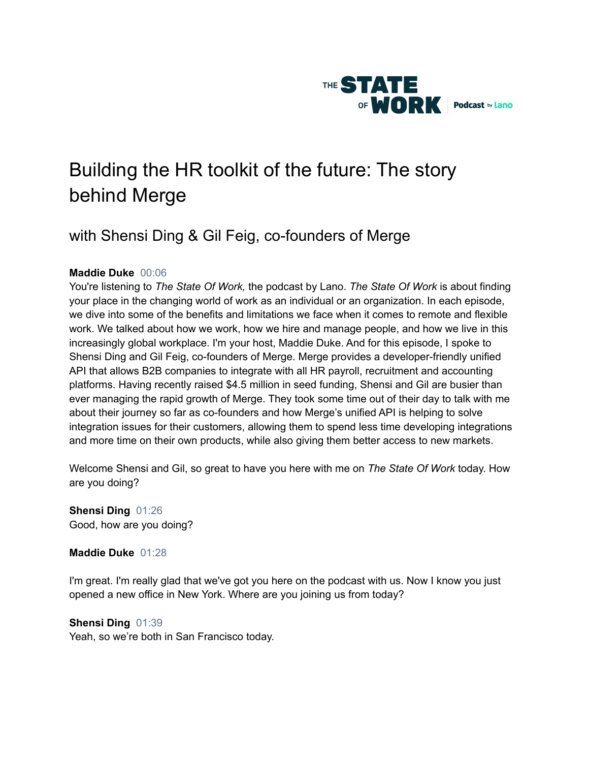# Building the HR toolkit of the future: The story behind Merge

## with Shensi Ding & Gil Feig, co-founders of Merge

**Maddie Duke** 00:06
You're listening to *The State Of Work,* the podcast by Lano. *The State Of Work* is about finding your place in the changing world of work as an individual or an organization. In each episode, we dive into some of the benefits and limitations we face when it comes to remote and flexible work. We talked about how we work, how we hire and manage people, and how we live in this increasingly global workplace. I'm your host, Maddie Duke. And for this episode, I spoke to Shensi Ding and Gil Feig, co-founders of Merge. Merge provides a developer-friendly unified API that allows B2B companies to integrate with all HR payroll, recruitment and accounting platforms. Having recently raised $4.5 million in seed funding, Shensi and Gil are busier than ever managing the rapid growth of Merge. They took some time out of their day to talk with me about their journey so far as co-founders and how Merge's unified API is helping to solve integration issues for their customers, allowing them to spend less time developing integrations and more time on their own products, while also giving them better access to new markets.

Welcome Shensi and Gil, so great to have you here with me on *The State Of Work* today. How are you doing?

**Shensi Ding** 01:26
Good, how are you doing?

**Maddie Duke** 01:28
I'm great. I'm really glad that we've got you here on the podcast with us. Now I know you just opened a new office in New York. Where are you joining us from today?

**Shensi Ding** 01:39
Yeah, so we're both in San Francisco today.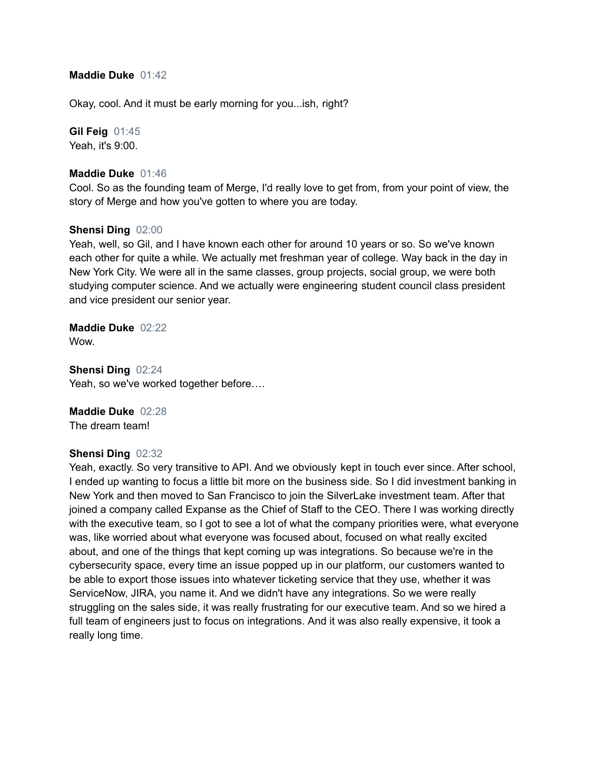**Maddie Duke** 01:42

Okay, cool. And it must be early morning for you...ish, right?

**Gil Feig** 01:45
Yeah, it's 9:00.

**Maddie Duke** 01:46
Cool. So as the founding team of Merge, I'd really love to get from, from your point of view, the story of Merge and how you've gotten to where you are today.

**Shensi Ding** 02:00
Yeah, well, so Gil, and I have known each other for around 10 years or so. So we've known each other for quite a while. We actually met freshman year of college. Way back in the day in New York City. We were all in the same classes, group projects, social group, we were both studying computer science. And we actually were engineering student council class president and vice president our senior year.

**Maddie Duke** 02:22
Wow.

**Shensi Ding** 02:24
Yeah, so we've worked together before….

**Maddie Duke** 02:28
The dream team!

**Shensi Ding** 02:32
Yeah, exactly. So very transitive to API. And we obviously kept in touch ever since. After school, I ended up wanting to focus a little bit more on the business side. So I did investment banking in New York and then moved to San Francisco to join the SilverLake investment team. After that joined a company called Expanse as the Chief of Staff to the CEO. There I was working directly with the executive team, so I got to see a lot of what the company priorities were, what everyone was, like worried about what everyone was focused about, focused on what really excited about, and one of the things that kept coming up was integrations. So because we're in the cybersecurity space, every time an issue popped up in our platform, our customers wanted to be able to export those issues into whatever ticketing service that they use, whether it was ServiceNow, JIRA, you name it. And we didn't have any integrations. So we were really struggling on the sales side, it was really frustrating for our executive team. And so we hired a full team of engineers just to focus on integrations. And it was also really expensive, it took a really long time.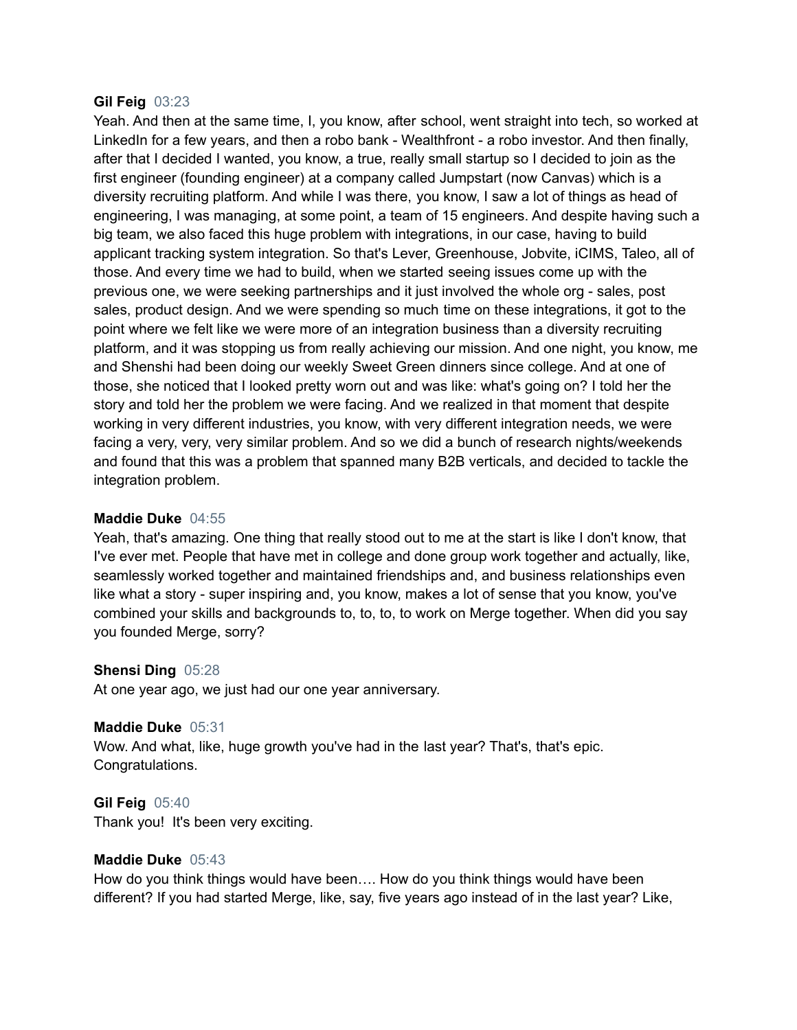**Gil Feig** 03:23
Yeah. And then at the same time, I, you know, after school, went straight into tech, so worked at LinkedIn for a few years, and then a robo bank - Wealthfront - a robo investor. And then finally, after that I decided I wanted, you know, a true, really small startup so I decided to join as the first engineer (founding engineer) at a company called Jumpstart (now Canvas) which is a diversity recruiting platform. And while I was there, you know, I saw a lot of things as head of engineering, I was managing, at some point, a team of 15 engineers. And despite having such a big team, we also faced this huge problem with integrations, in our case, having to build applicant tracking system integration. So that's Lever, Greenhouse, Jobvite, iCIMS, Taleo, all of those. And every time we had to build, when we started seeing issues come up with the previous one, we were seeking partnerships and it just involved the whole org - sales, post sales, product design. And we were spending so much time on these integrations, it got to the point where we felt like we were more of an integration business than a diversity recruiting platform, and it was stopping us from really achieving our mission. And one night, you know, me and Shenshi had been doing our weekly Sweet Green dinners since college. And at one of those, she noticed that I looked pretty worn out and was like: what's going on? I told her the story and told her the problem we were facing. And we realized in that moment that despite working in very different industries, you know, with very different integration needs, we were facing a very, very, very similar problem. And so we did a bunch of research nights/weekends and found that this was a problem that spanned many B2B verticals, and decided to tackle the integration problem.

**Maddie Duke** 04:55
Yeah, that's amazing. One thing that really stood out to me at the start is like I don't know, that I've ever met. People that have met in college and done group work together and actually, like, seamlessly worked together and maintained friendships and, and business relationships even like what a story - super inspiring and, you know, makes a lot of sense that you know, you've combined your skills and backgrounds to, to, to, to work on Merge together. When did you say you founded Merge, sorry?

**Shensi Ding** 05:28
At one year ago, we just had our one year anniversary.

**Maddie Duke** 05:31
Wow. And what, like, huge growth you've had in the last year? That's, that's epic. Congratulations.

**Gil Feig** 05:40
Thank you! It's been very exciting.

**Maddie Duke** 05:43
How do you think things would have been…. How do you think things would have been different? If you had started Merge, like, say, five years ago instead of in the last year? Like,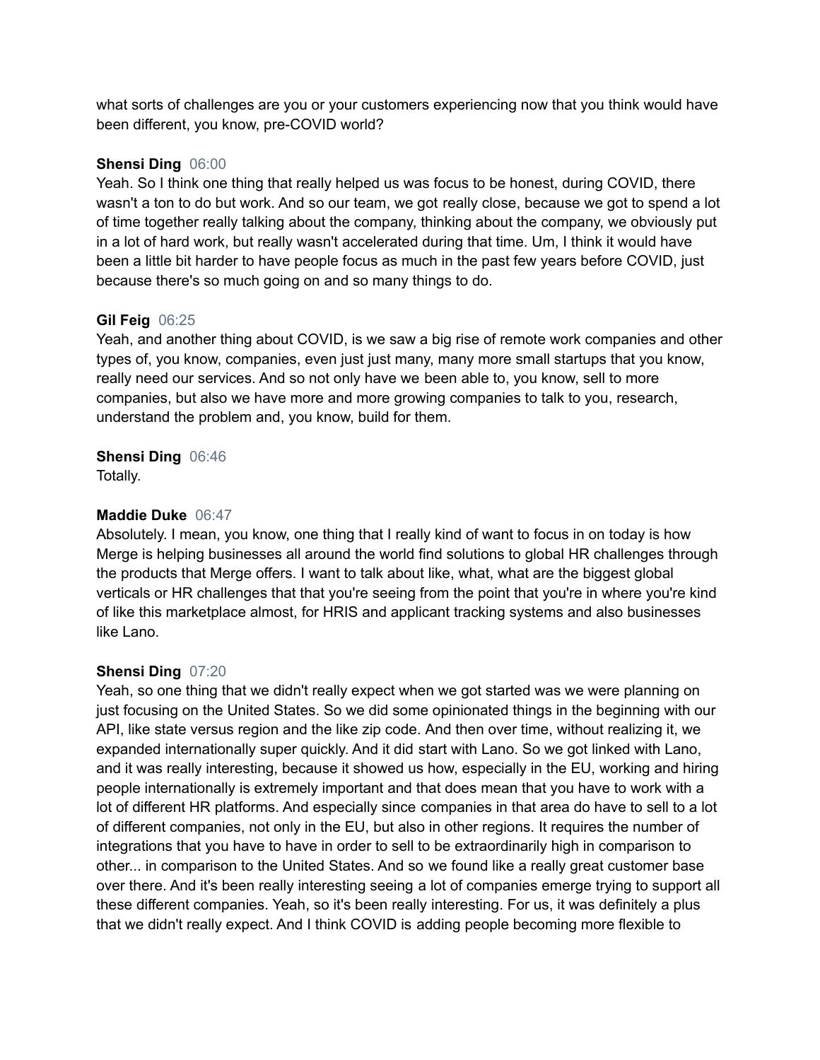what sorts of challenges are you or your customers experiencing now that you think would have been different, you know, pre-COVID world?

**Shensi Ding** 06:00
Yeah. So I think one thing that really helped us was focus to be honest, during COVID, there wasn't a ton to do but work. And so our team, we got really close, because we got to spend a lot of time together really talking about the company, thinking about the company, we obviously put in a lot of hard work, but really wasn't accelerated during that time. Um, I think it would have been a little bit harder to have people focus as much in the past few years before COVID, just because there's so much going on and so many things to do.

**Gil Feig** 06:25
Yeah, and another thing about COVID, is we saw a big rise of remote work companies and other types of, you know, companies, even just just many, many more small startups that you know, really need our services. And so not only have we been able to, you know, sell to more companies, but also we have more and more growing companies to talk to you, research, understand the problem and, you know, build for them.

**Shensi Ding** 06:46
Totally.

**Maddie Duke** 06:47
Absolutely. I mean, you know, one thing that I really kind of want to focus in on today is how Merge is helping businesses all around the world find solutions to global HR challenges through the products that Merge offers. I want to talk about like, what, what are the biggest global verticals or HR challenges that that you're seeing from the point that you're in where you're kind of like this marketplace almost, for HRIS and applicant tracking systems and also businesses like Lano.

**Shensi Ding** 07:20
Yeah, so one thing that we didn't really expect when we got started was we were planning on just focusing on the United States. So we did some opinionated things in the beginning with our API, like state versus region and the like zip code. And then over time, without realizing it, we expanded internationally super quickly. And it did start with Lano. So we got linked with Lano, and it was really interesting, because it showed us how, especially in the EU, working and hiring people internationally is extremely important and that does mean that you have to work with a lot of different HR platforms. And especially since companies in that area do have to sell to a lot of different companies, not only in the EU, but also in other regions. It requires the number of integrations that you have to have in order to sell to be extraordinarily high in comparison to other... in comparison to the United States. And so we found like a really great customer base over there. And it's been really interesting seeing a lot of companies emerge trying to support all these different companies. Yeah, so it's been really interesting. For us, it was definitely a plus that we didn't really expect. And I think COVID is adding people becoming more flexible to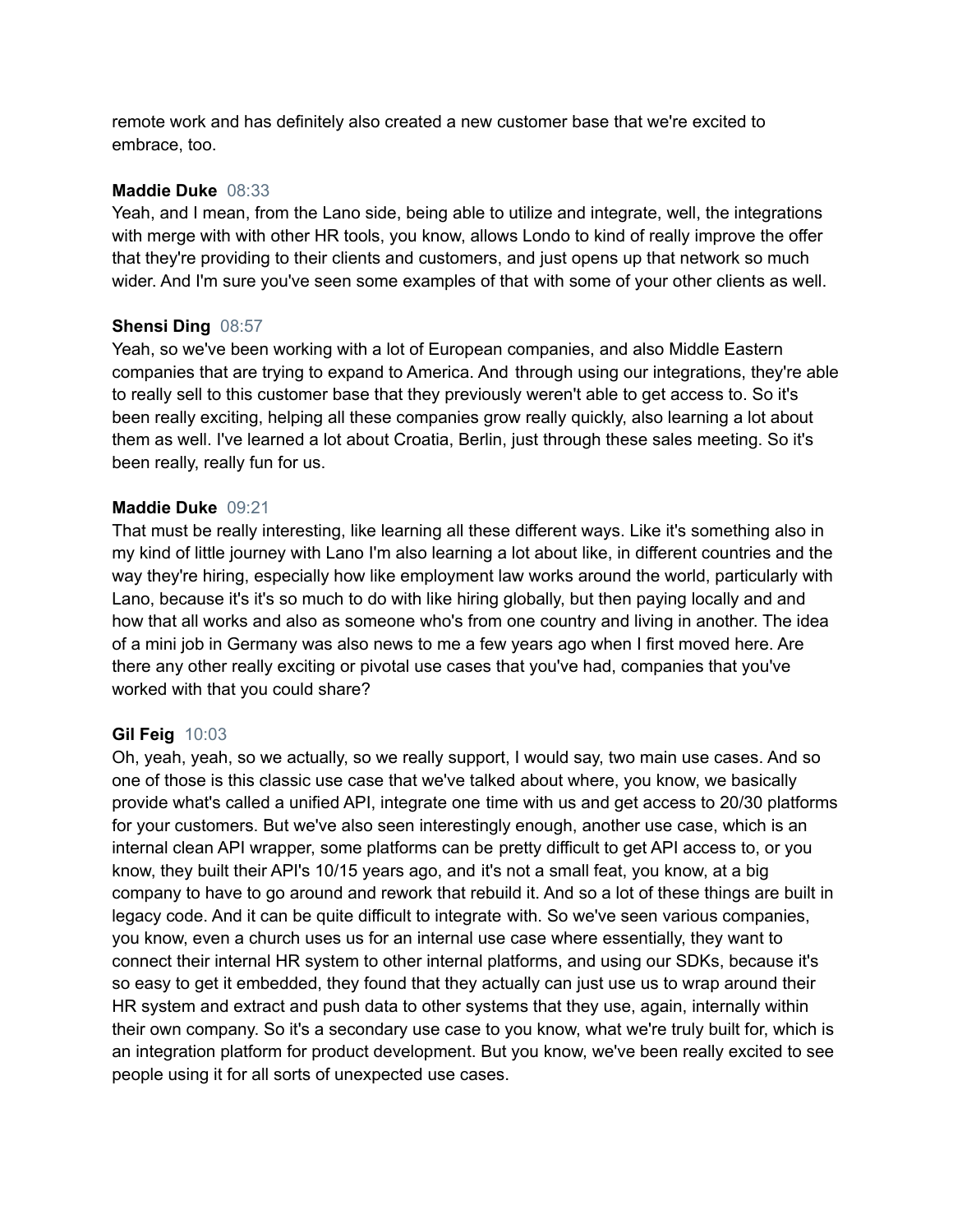remote work and has definitely also created a new customer base that we're excited to embrace, too.

**Maddie Duke** 08:33
Yeah, and I mean, from the Lano side, being able to utilize and integrate, well, the integrations with merge with with other HR tools, you know, allows Londo to kind of really improve the offer that they're providing to their clients and customers, and just opens up that network so much wider. And I'm sure you've seen some examples of that with some of your other clients as well.

**Shensi Ding** 08:57
Yeah, so we've been working with a lot of European companies, and also Middle Eastern companies that are trying to expand to America. And through using our integrations, they're able to really sell to this customer base that they previously weren't able to get access to. So it's been really exciting, helping all these companies grow really quickly, also learning a lot about them as well. I've learned a lot about Croatia, Berlin, just through these sales meeting. So it's been really, really fun for us.

**Maddie Duke** 09:21
That must be really interesting, like learning all these different ways. Like it's something also in my kind of little journey with Lano I'm also learning a lot about like, in different countries and the way they're hiring, especially how like employment law works around the world, particularly with Lano, because it's it's so much to do with like hiring globally, but then paying locally and and how that all works and also as someone who's from one country and living in another. The idea of a mini job in Germany was also news to me a few years ago when I first moved here. Are there any other really exciting or pivotal use cases that you've had, companies that you've worked with that you could share?

**Gil Feig** 10:03
Oh, yeah, yeah, so we actually, so we really support, I would say, two main use cases. And so one of those is this classic use case that we've talked about where, you know, we basically provide what's called a unified API, integrate one time with us and get access to 20/30 platforms for your customers. But we've also seen interestingly enough, another use case, which is an internal clean API wrapper, some platforms can be pretty difficult to get API access to, or you know, they built their API's 10/15 years ago, and it's not a small feat, you know, at a big company to have to go around and rework that rebuild it. And so a lot of these things are built in legacy code. And it can be quite difficult to integrate with. So we've seen various companies, you know, even a church uses us for an internal use case where essentially, they want to connect their internal HR system to other internal platforms, and using our SDKs, because it's so easy to get it embedded, they found that they actually can just use us to wrap around their HR system and extract and push data to other systems that they use, again, internally within their own company. So it's a secondary use case to you know, what we're truly built for, which is an integration platform for product development. But you know, we've been really excited to see people using it for all sorts of unexpected use cases.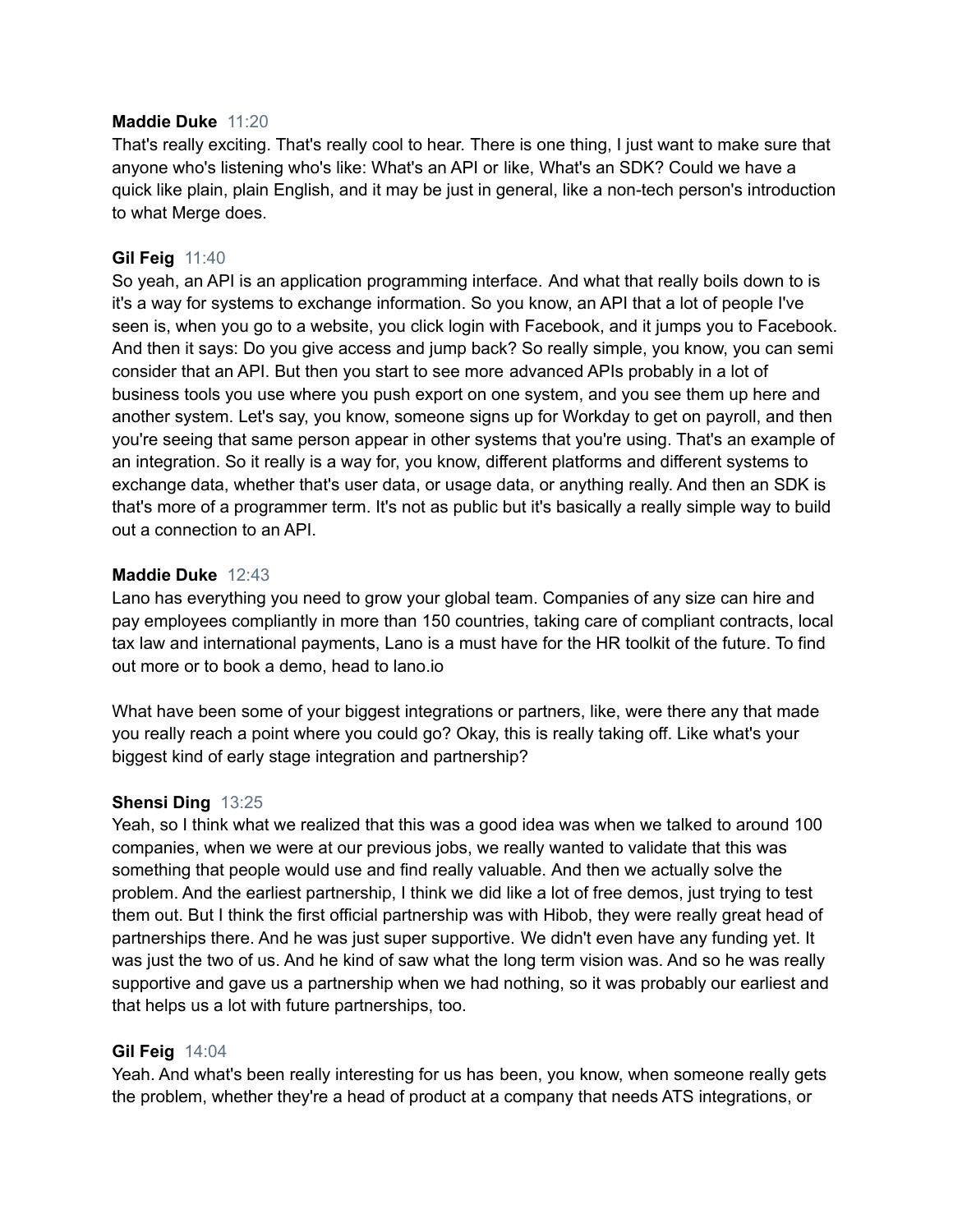**Maddie Duke** 11:20
That's really exciting. That's really cool to hear. There is one thing, I just want to make sure that anyone who's listening who's like: What's an API or like, What's an SDK? Could we have a quick like plain, plain English, and it may be just in general, like a non-tech person's introduction to what Merge does.

**Gil Feig** 11:40
So yeah, an API is an application programming interface. And what that really boils down to is it's a way for systems to exchange information. So you know, an API that a lot of people I've seen is, when you go to a website, you click login with Facebook, and it jumps you to Facebook. And then it says: Do you give access and jump back? So really simple, you know, you can semi consider that an API. But then you start to see more advanced APIs probably in a lot of business tools you use where you push export on one system, and you see them up here and another system. Let's say, you know, someone signs up for Workday to get on payroll, and then you're seeing that same person appear in other systems that you're using. That's an example of an integration. So it really is a way for, you know, different platforms and different systems to exchange data, whether that's user data, or usage data, or anything really. And then an SDK is that's more of a programmer term. It's not as public but it's basically a really simple way to build out a connection to an API.

**Maddie Duke** 12:43
Lano has everything you need to grow your global team. Companies of any size can hire and pay employees compliantly in more than 150 countries, taking care of compliant contracts, local tax law and international payments, Lano is a must have for the HR toolkit of the future. To find out more or to book a demo, head to lano.io

What have been some of your biggest integrations or partners, like, were there any that made you really reach a point where you could go? Okay, this is really taking off. Like what's your biggest kind of early stage integration and partnership?

**Shensi Ding** 13:25
Yeah, so I think what we realized that this was a good idea was when we talked to around 100 companies, when we were at our previous jobs, we really wanted to validate that this was something that people would use and find really valuable. And then we actually solve the problem. And the earliest partnership, I think we did like a lot of free demos, just trying to test them out. But I think the first official partnership was with Hibob, they were really great head of partnerships there. And he was just super supportive. We didn't even have any funding yet. It was just the two of us. And he kind of saw what the long term vision was. And so he was really supportive and gave us a partnership when we had nothing, so it was probably our earliest and that helps us a lot with future partnerships, too.

**Gil Feig** 14:04
Yeah. And what's been really interesting for us has been, you know, when someone really gets the problem, whether they're a head of product at a company that needs ATS integrations, or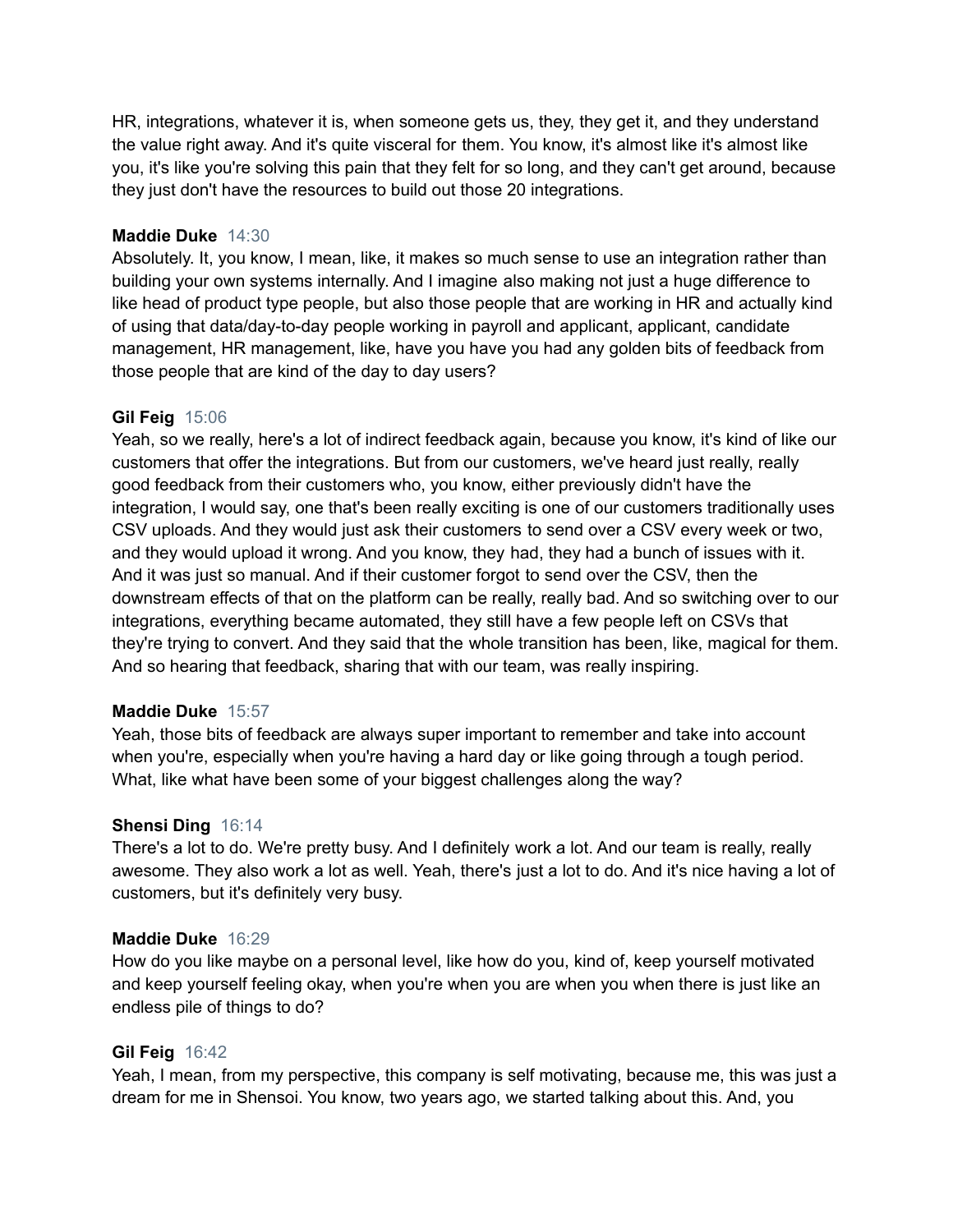HR, integrations, whatever it is, when someone gets us, they, they get it, and they understand the value right away. And it's quite visceral for them. You know, it's almost like it's almost like you, it's like you're solving this pain that they felt for so long, and they can't get around, because they just don't have the resources to build out those 20 integrations.

**Maddie Duke** 14:30
Absolutely. It, you know, I mean, like, it makes so much sense to use an integration rather than building your own systems internally. And I imagine also making not just a huge difference to like head of product type people, but also those people that are working in HR and actually kind of using that data/day-to-day people working in payroll and applicant, applicant, candidate management, HR management, like, have you have you had any golden bits of feedback from those people that are kind of the day to day users?

**Gil Feig** 15:06
Yeah, so we really, here's a lot of indirect feedback again, because you know, it's kind of like our customers that offer the integrations. But from our customers, we've heard just really, really good feedback from their customers who, you know, either previously didn't have the integration, I would say, one that's been really exciting is one of our customers traditionally uses CSV uploads. And they would just ask their customers to send over a CSV every week or two, and they would upload it wrong. And you know, they had, they had a bunch of issues with it. And it was just so manual. And if their customer forgot to send over the CSV, then the downstream effects of that on the platform can be really, really bad. And so switching over to our integrations, everything became automated, they still have a few people left on CSVs that they're trying to convert. And they said that the whole transition has been, like, magical for them. And so hearing that feedback, sharing that with our team, was really inspiring.

**Maddie Duke** 15:57
Yeah, those bits of feedback are always super important to remember and take into account when you're, especially when you're having a hard day or like going through a tough period. What, like what have been some of your biggest challenges along the way?

**Shensi Ding** 16:14
There's a lot to do. We're pretty busy. And I definitely work a lot. And our team is really, really awesome. They also work a lot as well. Yeah, there's just a lot to do. And it's nice having a lot of customers, but it's definitely very busy.

**Maddie Duke** 16:29
How do you like maybe on a personal level, like how do you, kind of, keep yourself motivated and keep yourself feeling okay, when you're when you are when you when there is just like an endless pile of things to do?

**Gil Feig** 16:42
Yeah, I mean, from my perspective, this company is self motivating, because me, this was just a dream for me in Shensoi. You know, two years ago, we started talking about this. And, you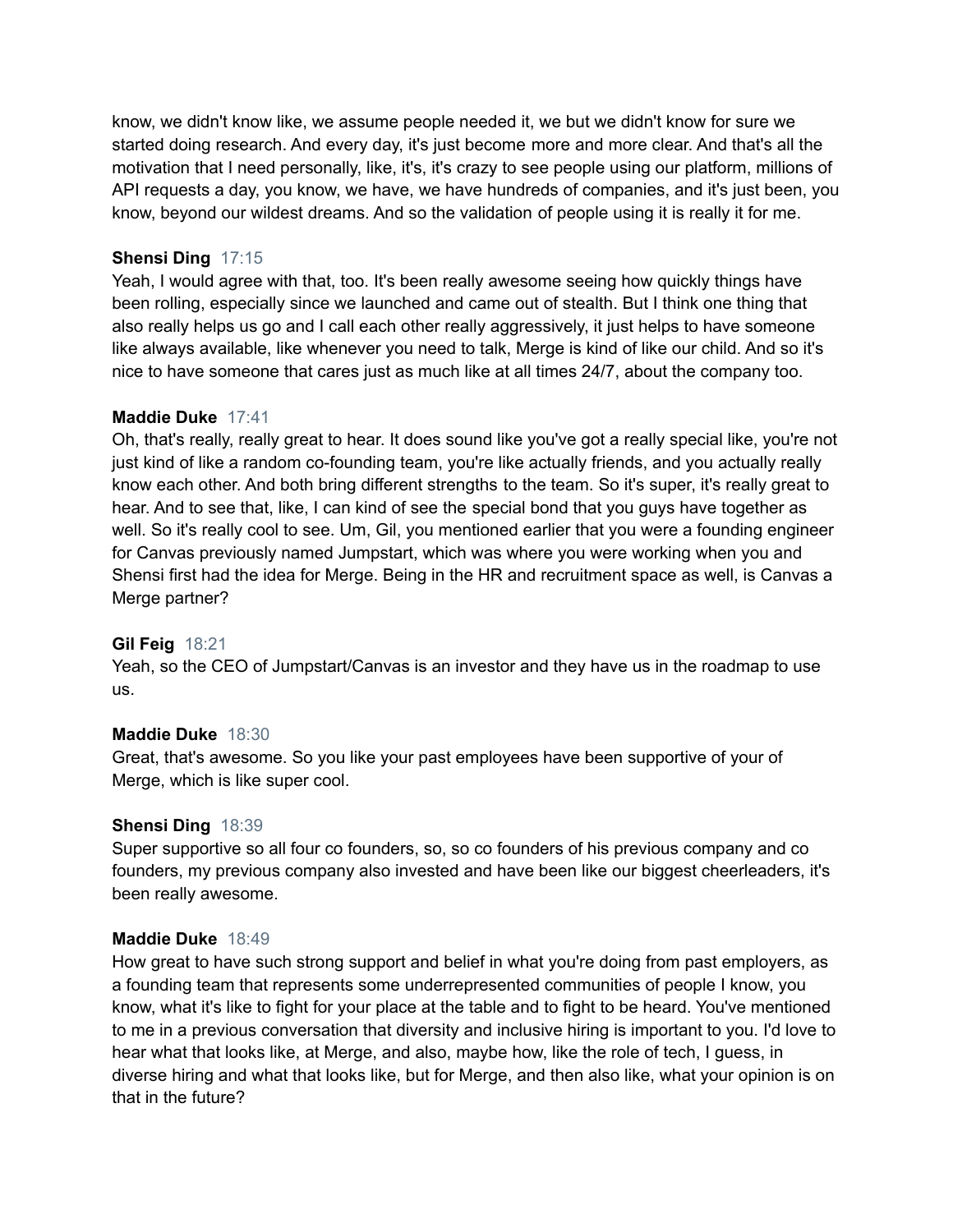know, we didn't know like, we assume people needed it, we but we didn't know for sure we started doing research. And every day, it's just become more and more clear. And that's all the motivation that I need personally, like, it's, it's crazy to see people using our platform, millions of API requests a day, you know, we have, we have hundreds of companies, and it's just been, you know, beyond our wildest dreams. And so the validation of people using it is really it for me.

**Shensi Ding** 17:15
Yeah, I would agree with that, too. It's been really awesome seeing how quickly things have been rolling, especially since we launched and came out of stealth. But I think one thing that also really helps us go and I call each other really aggressively, it just helps to have someone like always available, like whenever you need to talk, Merge is kind of like our child. And so it's nice to have someone that cares just as much like at all times 24/7, about the company too.

**Maddie Duke** 17:41
Oh, that's really, really great to hear. It does sound like you've got a really special like, you're not just kind of like a random co-founding team, you're like actually friends, and you actually really know each other. And both bring different strengths to the team. So it's super, it's really great to hear. And to see that, like, I can kind of see the special bond that you guys have together as well. So it's really cool to see. Um, Gil, you mentioned earlier that you were a founding engineer for Canvas previously named Jumpstart, which was where you were working when you and Shensi first had the idea for Merge. Being in the HR and recruitment space as well, is Canvas a Merge partner?

**Gil Feig** 18:21
Yeah, so the CEO of Jumpstart/Canvas is an investor and they have us in the roadmap to use us.

**Maddie Duke** 18:30
Great, that's awesome. So you like your past employees have been supportive of your of Merge, which is like super cool.

**Shensi Ding** 18:39
Super supportive so all four co founders, so, so co founders of his previous company and co founders, my previous company also invested and have been like our biggest cheerleaders, it's been really awesome.

**Maddie Duke** 18:49
How great to have such strong support and belief in what you're doing from past employers, as a founding team that represents some underrepresented communities of people I know, you know, what it's like to fight for your place at the table and to fight to be heard. You've mentioned to me in a previous conversation that diversity and inclusive hiring is important to you. I'd love to hear what that looks like, at Merge, and also, maybe how, like the role of tech, I guess, in diverse hiring and what that looks like, but for Merge, and then also like, what your opinion is on that in the future?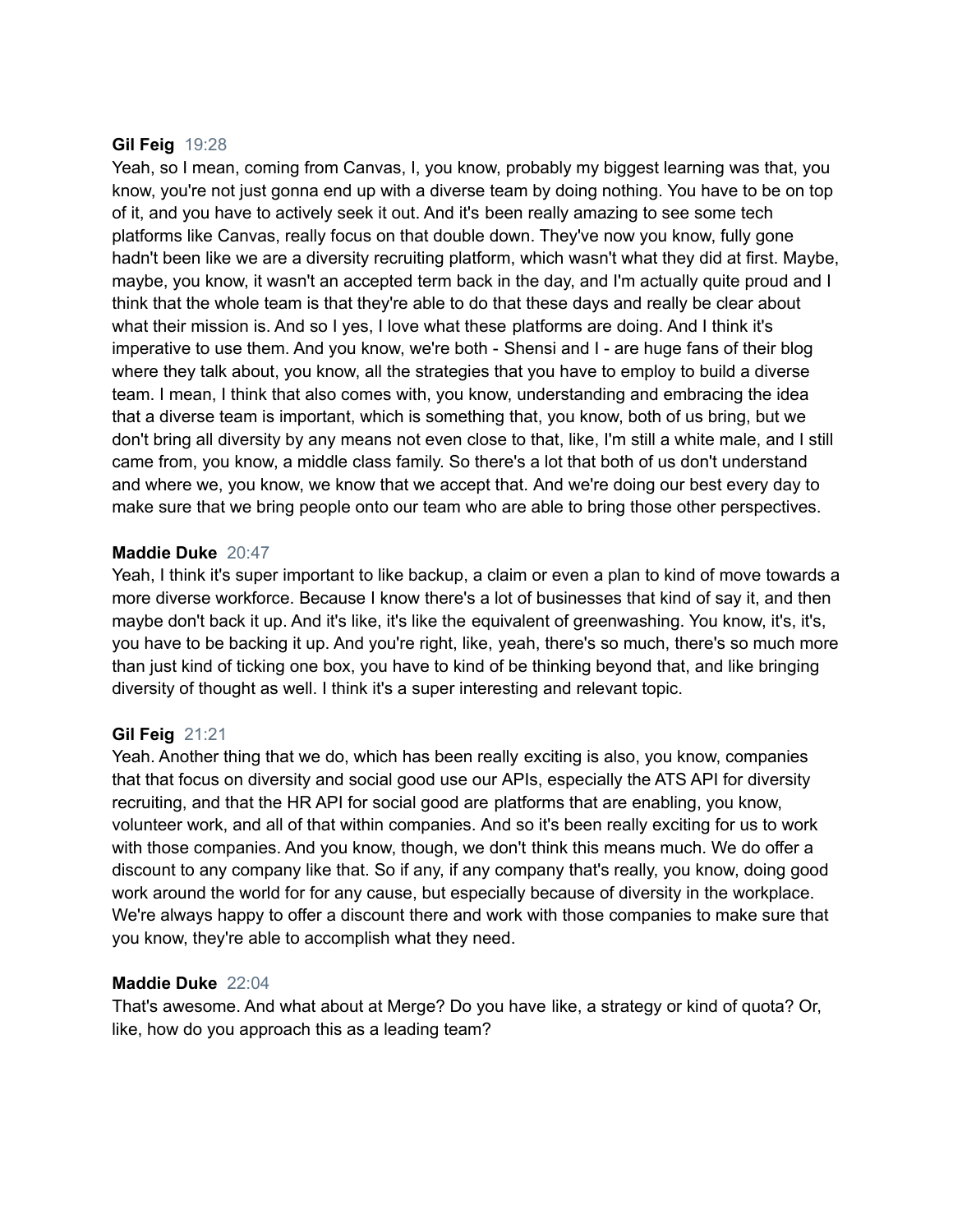**Gil Feig** 19:28
Yeah, so I mean, coming from Canvas, I, you know, probably my biggest learning was that, you know, you're not just gonna end up with a diverse team by doing nothing. You have to be on top of it, and you have to actively seek it out. And it's been really amazing to see some tech platforms like Canvas, really focus on that double down. They've now you know, fully gone hadn't been like we are a diversity recruiting platform, which wasn't what they did at first. Maybe, maybe, you know, it wasn't an accepted term back in the day, and I'm actually quite proud and I think that the whole team is that they're able to do that these days and really be clear about what their mission is. And so I yes, I love what these platforms are doing. And I think it's imperative to use them. And you know, we're both - Shensi and I - are huge fans of their blog where they talk about, you know, all the strategies that you have to employ to build a diverse team. I mean, I think that also comes with, you know, understanding and embracing the idea that a diverse team is important, which is something that, you know, both of us bring, but we don't bring all diversity by any means not even close to that, like, I'm still a white male, and I still came from, you know, a middle class family. So there's a lot that both of us don't understand and where we, you know, we know that we accept that. And we're doing our best every day to make sure that we bring people onto our team who are able to bring those other perspectives.

**Maddie Duke** 20:47
Yeah, I think it's super important to like backup, a claim or even a plan to kind of move towards a more diverse workforce. Because I know there's a lot of businesses that kind of say it, and then maybe don't back it up. And it's like, it's like the equivalent of greenwashing. You know, it's, it's, you have to be backing it up. And you're right, like, yeah, there's so much, there's so much more than just kind of ticking one box, you have to kind of be thinking beyond that, and like bringing diversity of thought as well. I think it's a super interesting and relevant topic.

**Gil Feig** 21:21
Yeah. Another thing that we do, which has been really exciting is also, you know, companies that that focus on diversity and social good use our APIs, especially the ATS API for diversity recruiting, and that the HR API for social good are platforms that are enabling, you know, volunteer work, and all of that within companies. And so it's been really exciting for us to work with those companies. And you know, though, we don't think this means much. We do offer a discount to any company like that. So if any, if any company that's really, you know, doing good work around the world for for any cause, but especially because of diversity in the workplace. We're always happy to offer a discount there and work with those companies to make sure that you know, they're able to accomplish what they need.

**Maddie Duke** 22:04
That's awesome. And what about at Merge? Do you have like, a strategy or kind of quota? Or, like, how do you approach this as a leading team?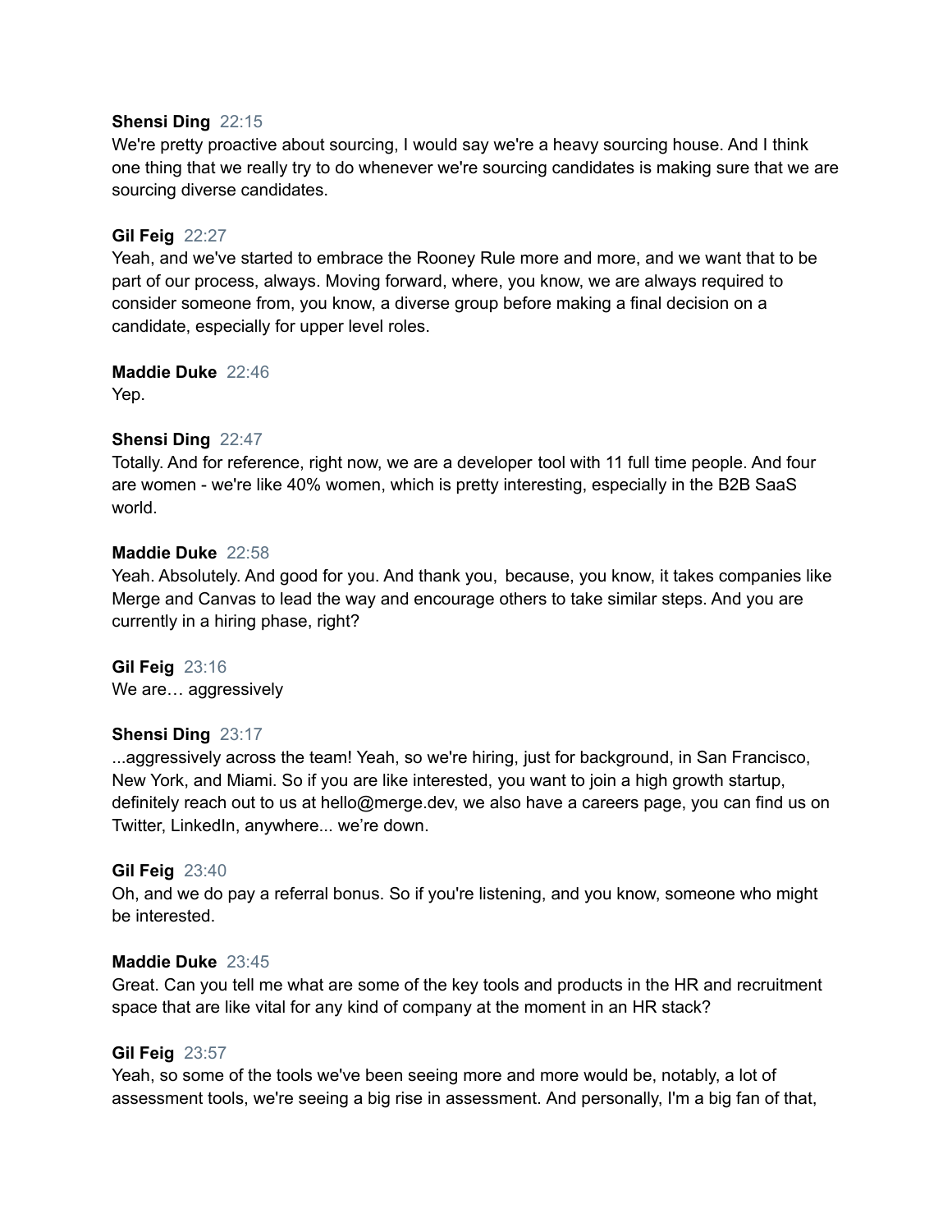**Shensi Ding** 22:15
We're pretty proactive about sourcing, I would say we're a heavy sourcing house. And I think one thing that we really try to do whenever we're sourcing candidates is making sure that we are sourcing diverse candidates.

**Gil Feig** 22:27
Yeah, and we've started to embrace the Rooney Rule more and more, and we want that to be part of our process, always. Moving forward, where, you know, we are always required to consider someone from, you know, a diverse group before making a final decision on a candidate, especially for upper level roles.

**Maddie Duke** 22:46
Yep.

**Shensi Ding** 22:47
Totally. And for reference, right now, we are a developer tool with 11 full time people. And four are women - we're like 40% women, which is pretty interesting, especially in the B2B SaaS world.

**Maddie Duke** 22:58
Yeah. Absolutely. And good for you. And thank you, because, you know, it takes companies like Merge and Canvas to lead the way and encourage others to take similar steps. And you are currently in a hiring phase, right?

**Gil Feig** 23:16
We are… aggressively

**Shensi Ding** 23:17
...aggressively across the team! Yeah, so we're hiring, just for background, in San Francisco, New York, and Miami. So if you are like interested, you want to join a high growth startup, definitely reach out to us at hello@merge.dev, we also have a careers page, you can find us on Twitter, LinkedIn, anywhere... we're down.

**Gil Feig** 23:40
Oh, and we do pay a referral bonus. So if you're listening, and you know, someone who might be interested.

**Maddie Duke** 23:45
Great. Can you tell me what are some of the key tools and products in the HR and recruitment space that are like vital for any kind of company at the moment in an HR stack?

**Gil Feig** 23:57
Yeah, so some of the tools we've been seeing more and more would be, notably, a lot of assessment tools, we're seeing a big rise in assessment. And personally, I'm a big fan of that,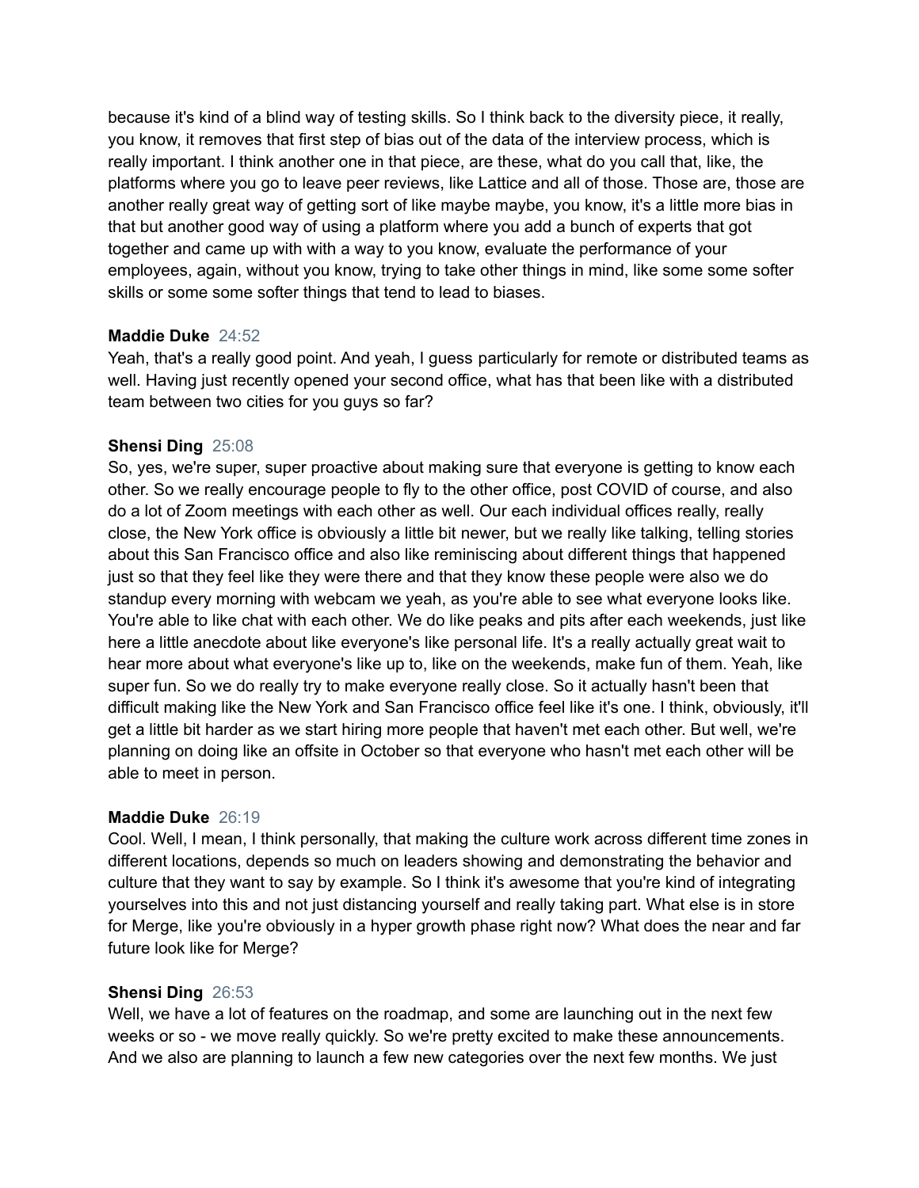because it's kind of a blind way of testing skills. So I think back to the diversity piece, it really, you know, it removes that first step of bias out of the data of the interview process, which is really important. I think another one in that piece, are these, what do you call that, like, the platforms where you go to leave peer reviews, like Lattice and all of those. Those are, those are another really great way of getting sort of like maybe maybe, you know, it's a little more bias in that but another good way of using a platform where you add a bunch of experts that got together and came up with with a way to you know, evaluate the performance of your employees, again, without you know, trying to take other things in mind, like some some softer skills or some some softer things that tend to lead to biases.

**Maddie Duke** 24:52
Yeah, that's a really good point. And yeah, I guess particularly for remote or distributed teams as well. Having just recently opened your second office, what has that been like with a distributed team between two cities for you guys so far?

**Shensi Ding** 25:08
So, yes, we're super, super proactive about making sure that everyone is getting to know each other. So we really encourage people to fly to the other office, post COVID of course, and also do a lot of Zoom meetings with each other as well. Our each individual offices really, really close, the New York office is obviously a little bit newer, but we really like talking, telling stories about this San Francisco office and also like reminiscing about different things that happened just so that they feel like they were there and that they know these people were also we do standup every morning with webcam we yeah, as you're able to see what everyone looks like. You're able to like chat with each other. We do like peaks and pits after each weekends, just like here a little anecdote about like everyone's like personal life. It's a really actually great wait to hear more about what everyone's like up to, like on the weekends, make fun of them. Yeah, like super fun. So we do really try to make everyone really close. So it actually hasn't been that difficult making like the New York and San Francisco office feel like it's one. I think, obviously, it'll get a little bit harder as we start hiring more people that haven't met each other. But well, we're planning on doing like an offsite in October so that everyone who hasn't met each other will be able to meet in person.

**Maddie Duke** 26:19
Cool. Well, I mean, I think personally, that making the culture work across different time zones in different locations, depends so much on leaders showing and demonstrating the behavior and culture that they want to say by example. So I think it's awesome that you're kind of integrating yourselves into this and not just distancing yourself and really taking part. What else is in store for Merge, like you're obviously in a hyper growth phase right now? What does the near and far future look like for Merge?

**Shensi Ding** 26:53
Well, we have a lot of features on the roadmap, and some are launching out in the next few weeks or so - we move really quickly. So we're pretty excited to make these announcements. And we also are planning to launch a few new categories over the next few months. We just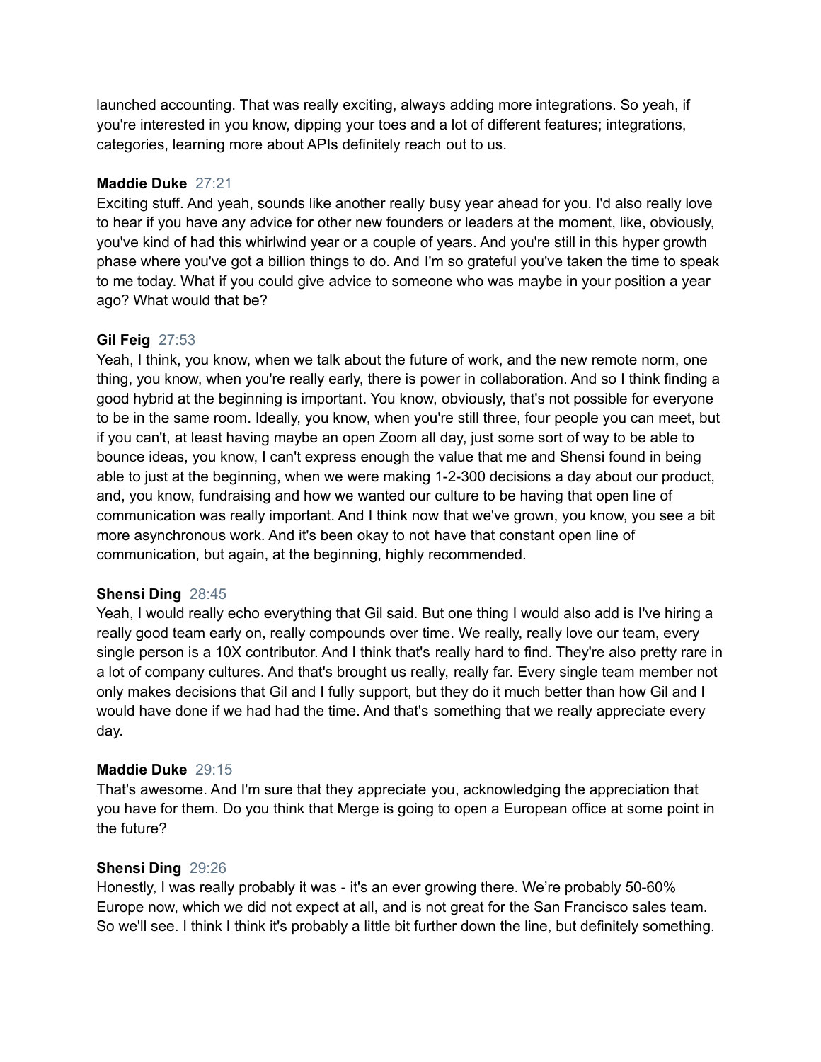launched accounting. That was really exciting, always adding more integrations. So yeah, if you're interested in you know, dipping your toes and a lot of different features; integrations, categories, learning more about APIs definitely reach out to us.

**Maddie Duke** 27:21
Exciting stuff. And yeah, sounds like another really busy year ahead for you. I'd also really love to hear if you have any advice for other new founders or leaders at the moment, like, obviously, you've kind of had this whirlwind year or a couple of years. And you're still in this hyper growth phase where you've got a billion things to do. And I'm so grateful you've taken the time to speak to me today. What if you could give advice to someone who was maybe in your position a year ago? What would that be?

**Gil Feig** 27:53
Yeah, I think, you know, when we talk about the future of work, and the new remote norm, one thing, you know, when you're really early, there is power in collaboration. And so I think finding a good hybrid at the beginning is important. You know, obviously, that's not possible for everyone to be in the same room. Ideally, you know, when you're still three, four people you can meet, but if you can't, at least having maybe an open Zoom all day, just some sort of way to be able to bounce ideas, you know, I can't express enough the value that me and Shensi found in being able to just at the beginning, when we were making 1-2-300 decisions a day about our product, and, you know, fundraising and how we wanted our culture to be having that open line of communication was really important. And I think now that we've grown, you know, you see a bit more asynchronous work. And it's been okay to not have that constant open line of communication, but again, at the beginning, highly recommended.

**Shensi Ding** 28:45
Yeah, I would really echo everything that Gil said. But one thing I would also add is I've hiring a really good team early on, really compounds over time. We really, really love our team, every single person is a 10X contributor. And I think that's really hard to find. They're also pretty rare in a lot of company cultures. And that's brought us really, really far. Every single team member not only makes decisions that Gil and I fully support, but they do it much better than how Gil and I would have done if we had had the time. And that's something that we really appreciate every day.

**Maddie Duke** 29:15
That's awesome. And I'm sure that they appreciate you, acknowledging the appreciation that you have for them. Do you think that Merge is going to open a European office at some point in the future?

**Shensi Ding** 29:26
Honestly, I was really probably it was - it's an ever growing there. We're probably 50-60% Europe now, which we did not expect at all, and is not great for the San Francisco sales team. So we'll see. I think I think it's probably a little bit further down the line, but definitely something.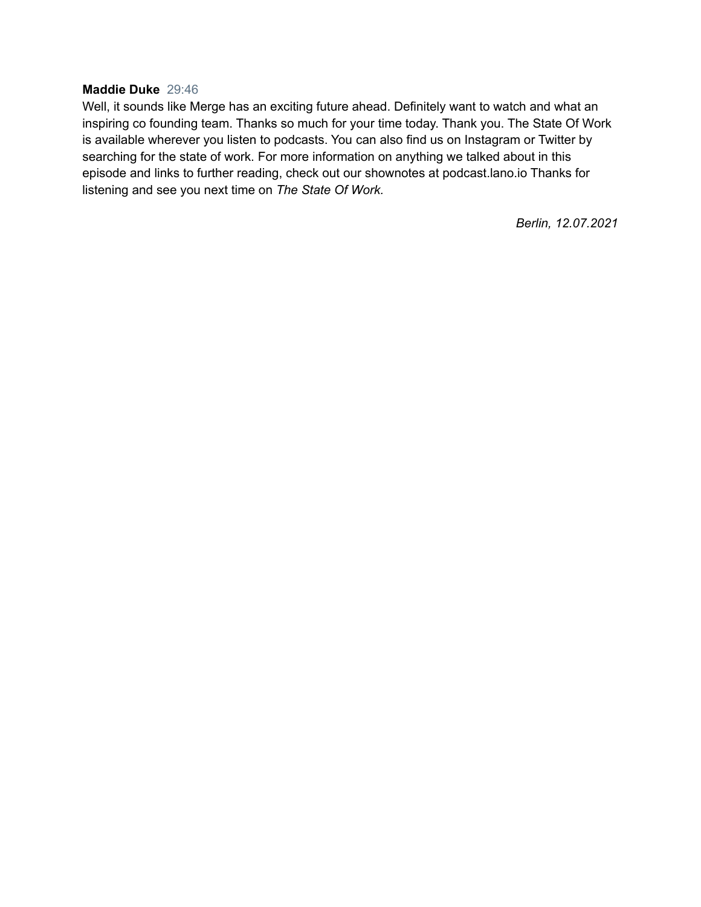**Maddie Duke** 29:46

Well, it sounds like Merge has an exciting future ahead. Definitely want to watch and what an inspiring co founding team. Thanks so much for your time today. Thank you. The State Of Work is available wherever you listen to podcasts. You can also find us on Instagram or Twitter by searching for the state of work. For more information on anything we talked about in this episode and links to further reading, check out our shownotes at podcast.lano.io Thanks for listening and see you next time on *The State Of Work.*

*Berlin, 12.07.2021*